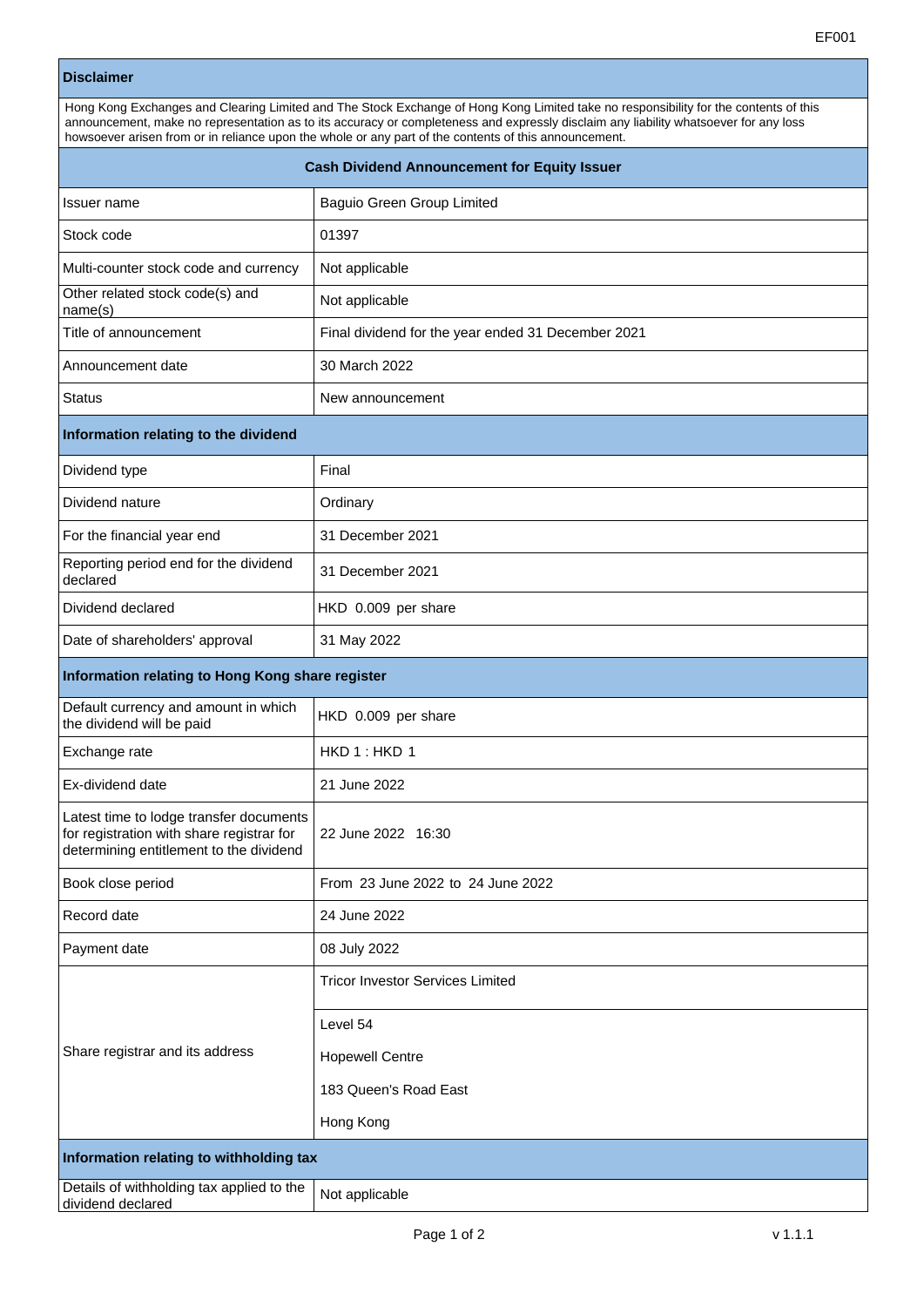EF001

| **Disclaimer** | |
|---|---|
| Hong Kong Exchanges and Clearing Limited and The Stock Exchange of Hong Kong Limited take no responsibility for the contents of this announcement, make no representation as to its accuracy or completeness and expressly disclaim any liability whatsoever for any loss howsoever arisen from or in reliance upon the whole or any part of the contents of this announcement. | |
| **Cash Dividend Announcement for Equity Issuer** | |
| Issuer name | Baguio Green Group Limited |
| Stock code | 01397 |
| Multi-counter stock code and currency | Not applicable |
| Other related stock code(s) and name(s) | Not applicable |
| Title of announcement | Final dividend for the year ended 31 December 2021 |
| Announcement date | 30 March 2022 |
| Status | New announcement |
| **Information relating to the dividend** | |
| Dividend type | Final |
| Dividend nature | Ordinary |
| For the financial year end | 31 December 2021 |
| Reporting period end for the dividend declared | 31 December 2021 |
| Dividend declared | HKD 0.009 per share |
| Date of shareholders' approval | 31 May 2022 |
| **Information relating to Hong Kong share register** | |
| Default currency and amount in which the dividend will be paid | HKD 0.009 per share |
| Exchange rate | HKD 1 : HKD 1 |
| Ex-dividend date | 21 June 2022 |
| Latest time to lodge transfer documents for registration with share registrar for determining entitlement to the dividend | 22 June 2022 16:30 |
| Book close period | From 23 June 2022 to 24 June 2022 |
| Record date | 24 June 2022 |
| Payment date | 08 July 2022 |
| Share registrar and its address | Tricor Investor Services Limited<br><br>Level 54<br>Hopewell Centre<br>183 Queen's Road East<br>Hong Kong |
| **Information relating to withholding tax** | |
| Details of withholding tax applied to the dividend declared | Not applicable |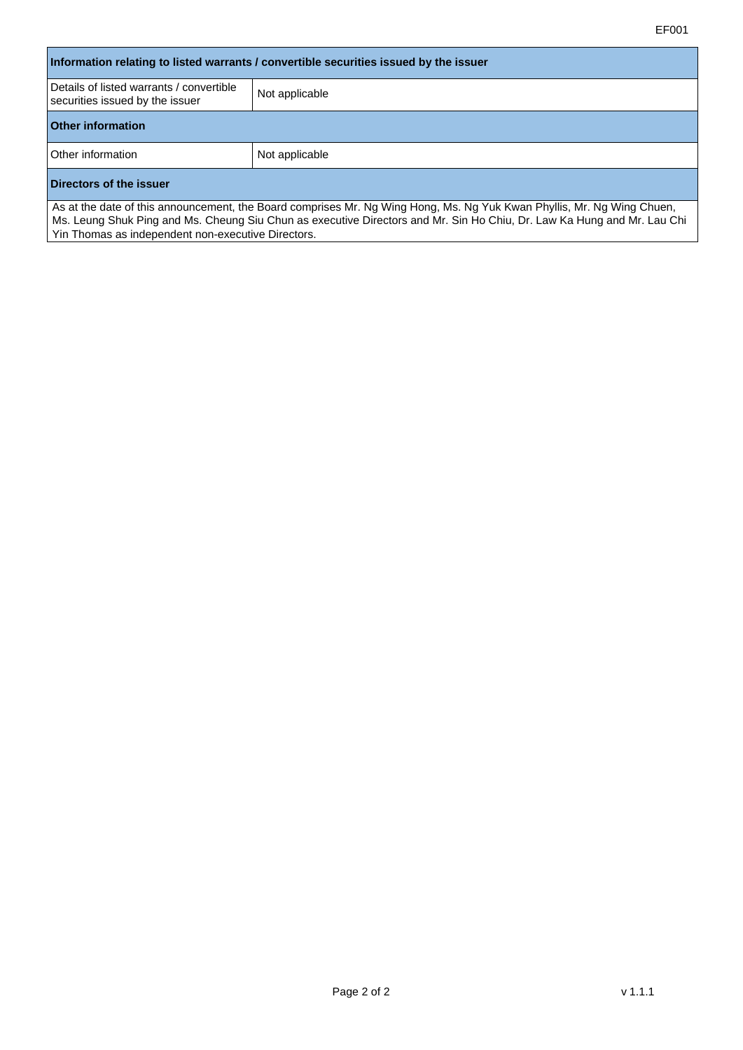| Information relating to listed warrants / convertible securities issued by the issuer | |
|---|---|
| Details of listed warrants / convertible securities issued by the issuer | Not applicable |

| Other information | |
|---|---|
| Other information | Not applicable |

**Directors of the issuer**

As at the date of this announcement, the Board comprises Mr. Ng Wing Hong, Ms. Ng Yuk Kwan Phyllis, Mr. Ng Wing Chuen, Ms. Leung Shuk Ping and Ms. Cheung Siu Chun as executive Directors and Mr. Sin Ho Chiu, Dr. Law Ka Hung and Mr. Lau Chi Yin Thomas as independent non-executive Directors.